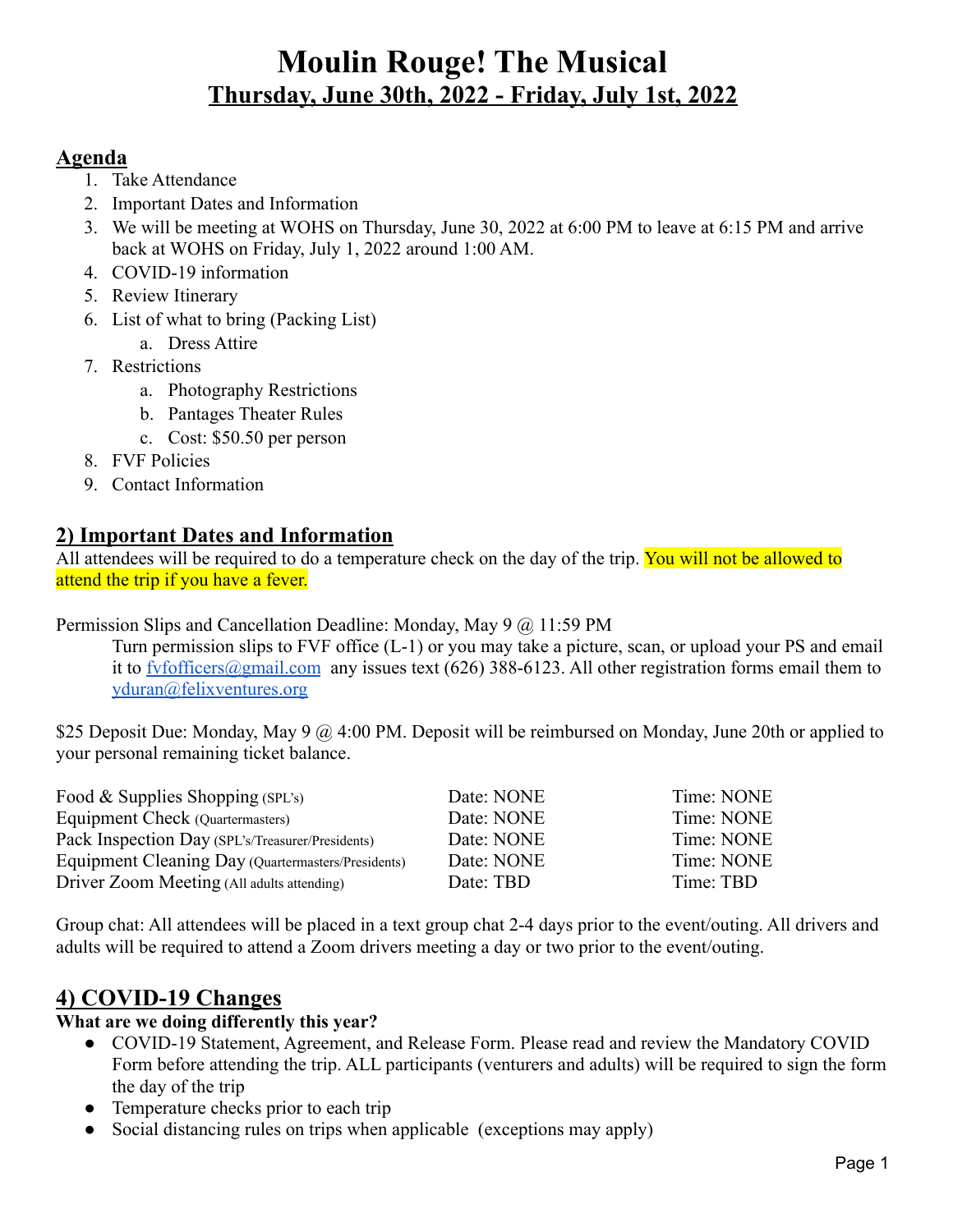# Moulin Rouge! The Musical

## Thursday, June 30th, 2022 - Friday, July 1st, 2022

## Agenda

1. Take Attendance
2. Important Dates and Information
3. We will be meeting at WOHS on Thursday, June 30, 2022 at 6:00 PM to leave at 6:15 PM and arrive back at WOHS on Friday, July 1, 2022 around 1:00 AM.
4. COVID-19 information
5. Review Itinerary
6. List of what to bring (Packing List)
   a. Dress Attire
7. Restrictions
   a. Photography Restrictions
   b. Pantages Theater Rules
   c. Cost: $50.50 per person
8. FVF Policies
9. Contact Information

## 2) Important Dates and Information

All attendees will be required to do a temperature check on the day of the trip. You will not be allowed to attend the trip if you have a fever.

Permission Slips and Cancellation Deadline: Monday, May 9 @ 11:59 PM

Turn permission slips to FVF office (L-1) or you may take a picture, scan, or upload your PS and email it to fvfofficers@gmail.com any issues text (626) 388-6123. All other registration forms email them to yduran@felixventures.org

$25 Deposit Due: Monday, May 9 @ 4:00 PM. Deposit will be reimbursed on Monday, June 20th or applied to your personal remaining ticket balance.

| | | |
|---|---|---|
| Food & Supplies Shopping (SPL's) | Date: NONE | Time: NONE |
| Equipment Check (Quartermasters) | Date: NONE | Time: NONE |
| Pack Inspection Day (SPL's/Treasurer/Presidents) | Date: NONE | Time: NONE |
| Equipment Cleaning Day (Quartermasters/Presidents) | Date: NONE | Time: NONE |
| Driver Zoom Meeting (All adults attending) | Date: TBD | Time: TBD |

Group chat: All attendees will be placed in a text group chat 2-4 days prior to the event/outing. All drivers and adults will be required to attend a Zoom drivers meeting a day or two prior to the event/outing.

## 4) COVID-19 Changes

**What are we doing differently this year?**

- COVID-19 Statement, Agreement, and Release Form. Please read and review the Mandatory COVID Form before attending the trip. ALL participants (venturers and adults) will be required to sign the form the day of the trip
- Temperature checks prior to each trip
- Social distancing rules on trips when applicable (exceptions may apply)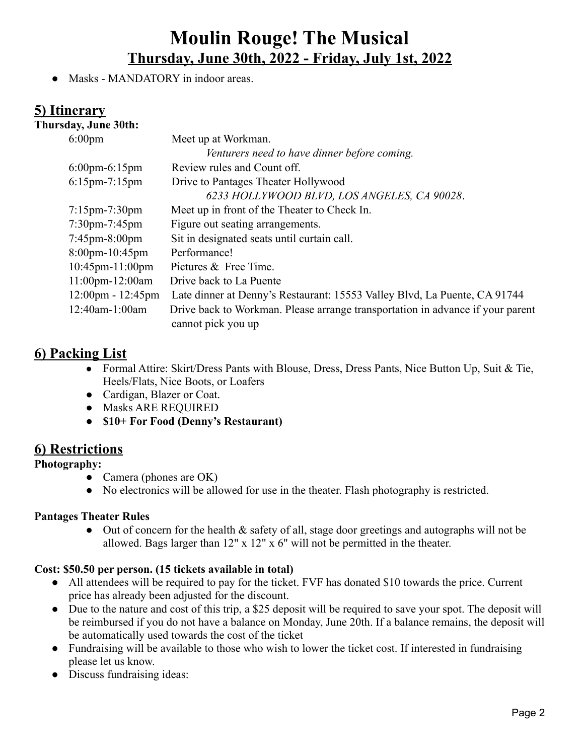# Moulin Rouge! The Musical

## Thursday, June 30th, 2022 - Friday, July 1st, 2022

- Masks - MANDATORY in indoor areas.

## 5) Itinerary

**Thursday, June 30th:**

| | |
|---|---|
| 6:00pm | Meet up at Workman. *Venturers need to have dinner before coming.* |
| 6:00pm-6:15pm | Review rules and Count off. |
| 6:15pm-7:15pm | Drive to Pantages Theater Hollywood *6233 HOLLYWOOD BLVD, LOS ANGELES, CA 90028*. |
| 7:15pm-7:30pm | Meet up in front of the Theater to Check In. |
| 7:30pm-7:45pm | Figure out seating arrangements. |
| 7:45pm-8:00pm | Sit in designated seats until curtain call. |
| 8:00pm-10:45pm | Performance! |
| 10:45pm-11:00pm | Pictures & Free Time. |
| 11:00pm-12:00am | Drive back to La Puente |
| 12:00pm - 12:45pm | Late dinner at Denny's Restaurant: 15553 Valley Blvd, La Puente, CA 91744 |
| 12:40am-1:00am | Drive back to Workman. Please arrange transportation in advance if your parent cannot pick you up |

## 6) Packing List

- Formal Attire: Skirt/Dress Pants with Blouse, Dress, Dress Pants, Nice Button Up, Suit & Tie, Heels/Flats, Nice Boots, or Loafers
- Cardigan, Blazer or Coat.
- Masks ARE REQUIRED
- **$10+ For Food (Denny's Restaurant)**

## 6) Restrictions

**Photography:**

- Camera (phones are OK)
- No electronics will be allowed for use in the theater. Flash photography is restricted.

**Pantages Theater Rules**

- Out of concern for the health & safety of all, stage door greetings and autographs will not be allowed. Bags larger than 12" x 12" x 6" will not be permitted in the theater.

**Cost: $50.50 per person. (15 tickets available in total)**

- All attendees will be required to pay for the ticket. FVF has donated $10 towards the price. Current price has already been adjusted for the discount.
- Due to the nature and cost of this trip, a $25 deposit will be required to save your spot. The deposit will be reimbursed if you do not have a balance on Monday, June 20th. If a balance remains, the deposit will be automatically used towards the cost of the ticket
- Fundraising will be available to those who wish to lower the ticket cost. If interested in fundraising please let us know.
- Discuss fundraising ideas: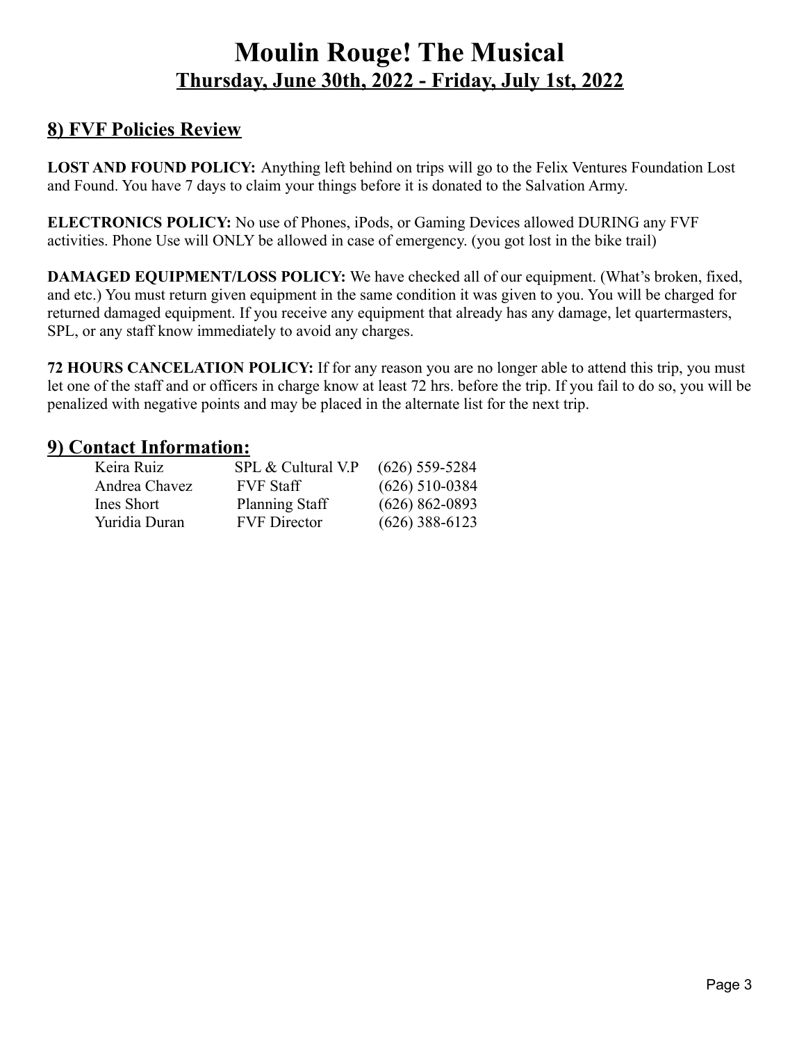# Moulin Rouge! The Musical

## Thursday, June 30th, 2022 - Friday, July 1st, 2022

### 8) FVF Policies Review

**LOST AND FOUND POLICY:** Anything left behind on trips will go to the Felix Ventures Foundation Lost and Found. You have 7 days to claim your things before it is donated to the Salvation Army.

**ELECTRONICS POLICY:** No use of Phones, iPods, or Gaming Devices allowed DURING any FVF activities. Phone Use will ONLY be allowed in case of emergency. (you got lost in the bike trail)

**DAMAGED EQUIPMENT/LOSS POLICY:** We have checked all of our equipment. (What's broken, fixed, and etc.) You must return given equipment in the same condition it was given to you. You will be charged for returned damaged equipment. If you receive any equipment that already has any damage, let quartermasters, SPL, or any staff know immediately to avoid any charges.

**72 HOURS CANCELATION POLICY:** If for any reason you are no longer able to attend this trip, you must let one of the staff and or officers in charge know at least 72 hrs. before the trip. If you fail to do so, you will be penalized with negative points and may be placed in the alternate list for the next trip.

### 9) Contact Information:

| | | |
|---|---|---|
| Keira Ruiz | SPL & Cultural V.P | (626) 559-5284 |
| Andrea Chavez | FVF Staff | (626) 510-0384 |
| Ines Short | Planning Staff | (626) 862-0893 |
| Yuridia Duran | FVF Director | (626) 388-6123 |